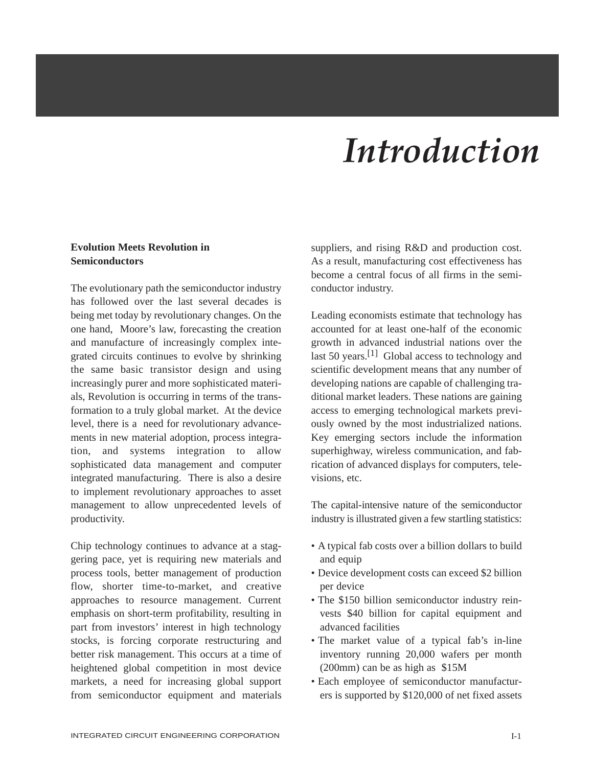# Introduction

## Evolution Meets Revolution in Semiconductors

The evolutionary path the semiconductor industry has followed over the last several decades is being met today by revolutionary changes. On the one hand, Moore's law, forecasting the creation and manufacture of increasingly complex integrated circuits continues to evolve by shrinking the same basic transistor design and using increasingly purer and more sophisticated materials, Revolution is occurring in terms of the transformation to a truly global market. At the device level, there is a need for revolutionary advancements in new material adoption, process integration, and systems integration to allow sophisticated data management and computer integrated manufacturing. There is also a desire to implement revolutionary approaches to asset management to allow unprecedented levels of productivity.

Chip technology continues to advance at a staggering pace, yet is requiring new materials and process tools, better management of production flow, shorter time-to-market, and creative approaches to resource management. Current emphasis on short-term profitability, resulting in part from investors' interest in high technology stocks, is forcing corporate restructuring and better risk management. This occurs at a time of heightened global competition in most device markets, a need for increasing global support from semiconductor equipment and materials suppliers, and rising R&D and production cost. As a result, manufacturing cost effectiveness has become a central focus of all firms in the semiconductor industry.

Leading economists estimate that technology has accounted for at least one-half of the economic growth in advanced industrial nations over the last 50 years.[1] Global access to technology and scientific development means that any number of developing nations are capable of challenging traditional market leaders. These nations are gaining access to emerging technological markets previously owned by the most industrialized nations. Key emerging sectors include the information superhighway, wireless communication, and fabrication of advanced displays for computers, televisions, etc.

The capital-intensive nature of the semiconductor industry is illustrated given a few startling statistics:

- A typical fab costs over a billion dollars to build and equip
- Device development costs can exceed $2 billion per device
- The $150 billion semiconductor industry reinvests $40 billion for capital equipment and advanced facilities
- The market value of a typical fab's in-line inventory running 20,000 wafers per month (200mm) can be as high as $15M
- Each employee of semiconductor manufacturers is supported by $120,000 of net fixed assets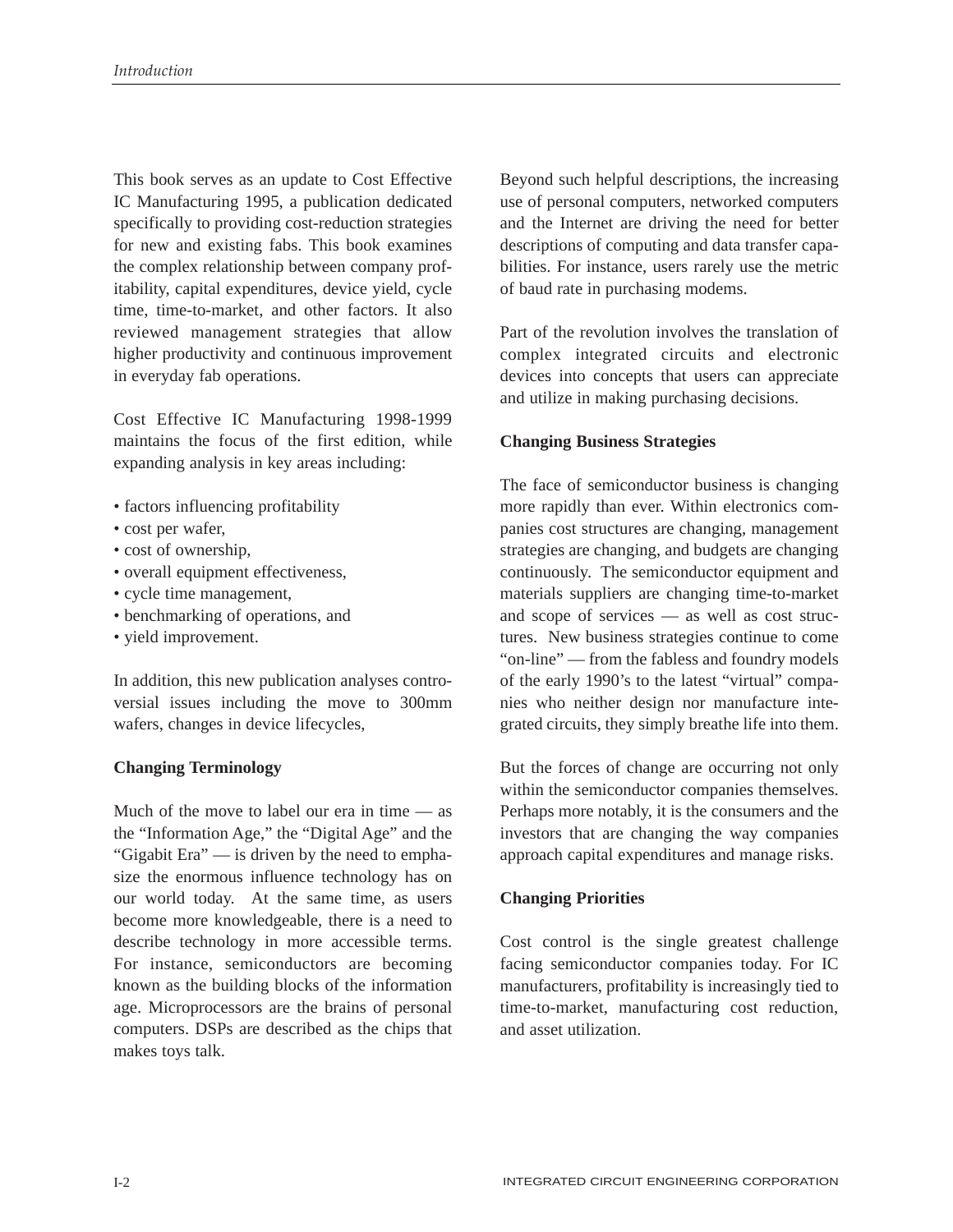This book serves as an update to Cost Effective IC Manufacturing 1995, a publication dedicated specifically to providing cost-reduction strategies for new and existing fabs. This book examines the complex relationship between company profitability, capital expenditures, device yield, cycle time, time-to-market, and other factors. It also reviewed management strategies that allow higher productivity and continuous improvement in everyday fab operations.

Cost Effective IC Manufacturing 1998-1999 maintains the focus of the first edition, while expanding analysis in key areas including:

- factors influencing profitability
- cost per wafer,
- cost of ownership,
- overall equipment effectiveness,
- cycle time management,
- benchmarking of operations, and
- yield improvement.

In addition, this new publication analyses controversial issues including the move to 300mm wafers, changes in device lifecycles,

**Changing Terminology**

Much of the move to label our era in time — as the "Information Age," the "Digital Age" and the "Gigabit Era" — is driven by the need to emphasize the enormous influence technology has on our world today. At the same time, as users become more knowledgeable, there is a need to describe technology in more accessible terms. For instance, semiconductors are becoming known as the building blocks of the information age. Microprocessors are the brains of personal computers. DSPs are described as the chips that makes toys talk.

Beyond such helpful descriptions, the increasing use of personal computers, networked computers and the Internet are driving the need for better descriptions of computing and data transfer capabilities. For instance, users rarely use the metric of baud rate in purchasing modems.

Part of the revolution involves the translation of complex integrated circuits and electronic devices into concepts that users can appreciate and utilize in making purchasing decisions.

**Changing Business Strategies**

The face of semiconductor business is changing more rapidly than ever. Within electronics companies cost structures are changing, management strategies are changing, and budgets are changing continuously. The semiconductor equipment and materials suppliers are changing time-to-market and scope of services — as well as cost structures. New business strategies continue to come "on-line" — from the fabless and foundry models of the early 1990's to the latest "virtual" companies who neither design nor manufacture integrated circuits, they simply breathe life into them.

But the forces of change are occurring not only within the semiconductor companies themselves. Perhaps more notably, it is the consumers and the investors that are changing the way companies approach capital expenditures and manage risks.

**Changing Priorities**

Cost control is the single greatest challenge facing semiconductor companies today. For IC manufacturers, profitability is increasingly tied to time-to-market, manufacturing cost reduction, and asset utilization.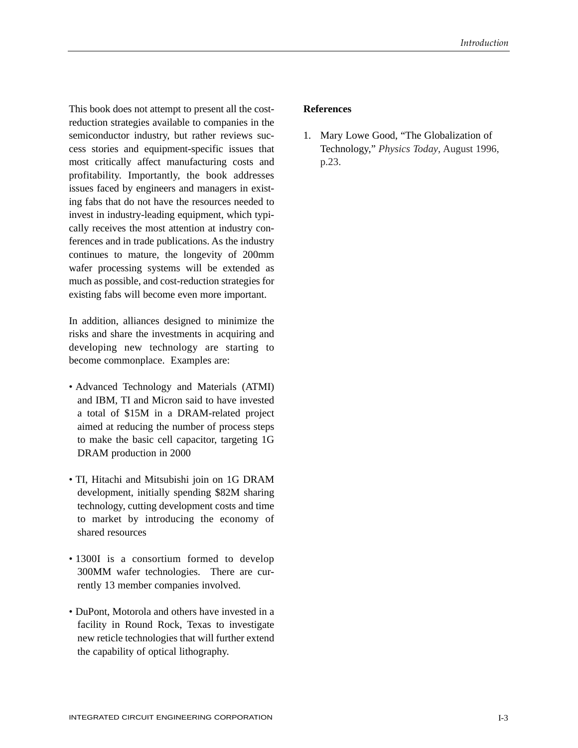This book does not attempt to present all the cost-reduction strategies available to companies in the semiconductor industry, but rather reviews success stories and equipment-specific issues that most critically affect manufacturing costs and profitability. Importantly, the book addresses issues faced by engineers and managers in existing fabs that do not have the resources needed to invest in industry-leading equipment, which typically receives the most attention at industry conferences and in trade publications. As the industry continues to mature, the longevity of 200mm wafer processing systems will be extended as much as possible, and cost-reduction strategies for existing fabs will become even more important.

In addition, alliances designed to minimize the risks and share the investments in acquiring and developing new technology are starting to become commonplace. Examples are:

- Advanced Technology and Materials (ATMI) and IBM, TI and Micron said to have invested a total of $15M in a DRAM-related project aimed at reducing the number of process steps to make the basic cell capacitor, targeting 1G DRAM production in 2000
- TI, Hitachi and Mitsubishi join on 1G DRAM development, initially spending $82M sharing technology, cutting development costs and time to market by introducing the economy of shared resources
- 1300I is a consortium formed to develop 300MM wafer technologies. There are currently 13 member companies involved.
- DuPont, Motorola and others have invested in a facility in Round Rock, Texas to investigate new reticle technologies that will further extend the capability of optical lithography.

**References**

1. Mary Lowe Good, "The Globalization of Technology," *Physics Today*, August 1996, p.23.